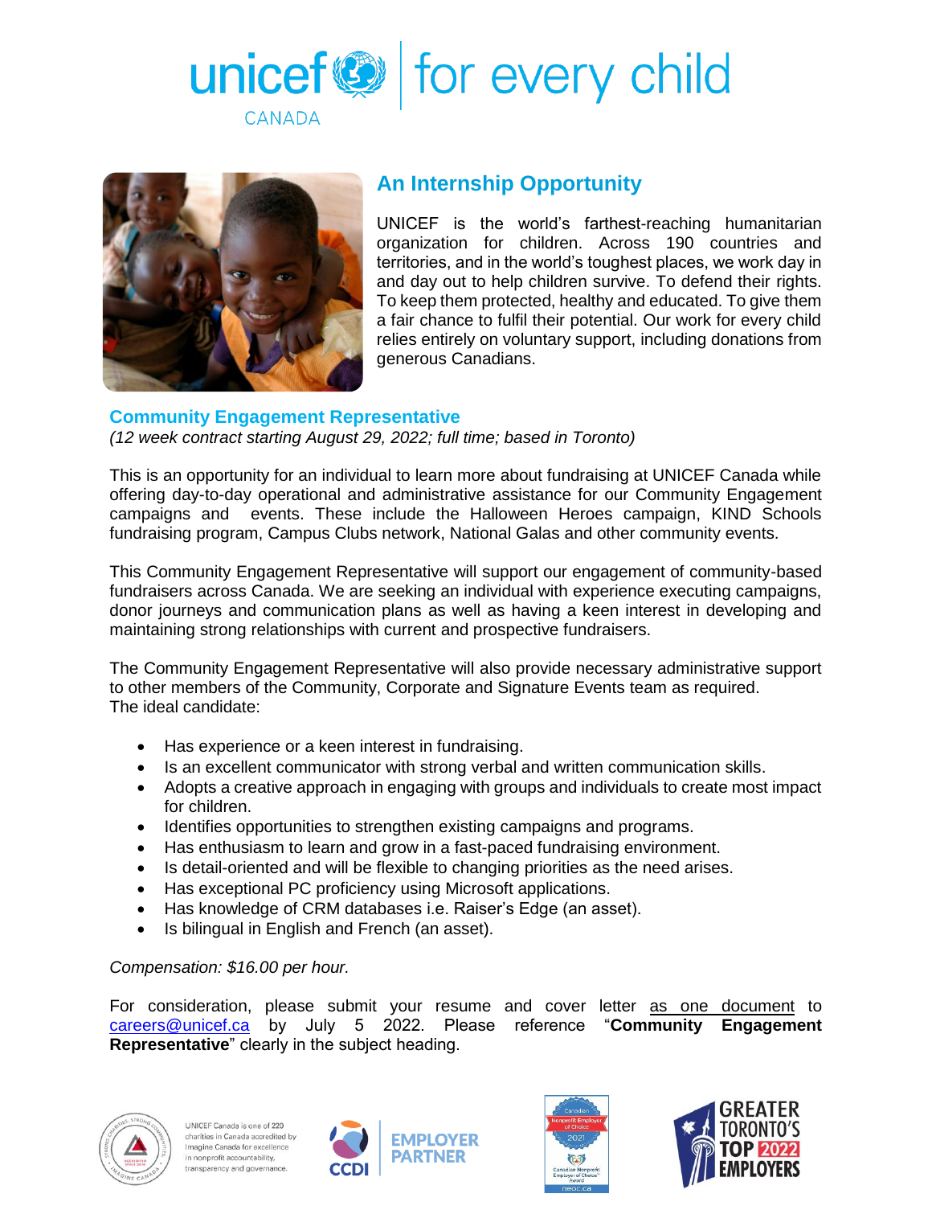unicef CANADA | for every child

## An Internship Opportunity

UNICEF is the world's farthest-reaching humanitarian organization for children. Across 190 countries and territories, and in the world's toughest places, we work day in and day out to help children survive. To defend their rights. To keep them protected, healthy and educated. To give them a fair chance to fulfil their potential. Our work for every child relies entirely on voluntary support, including donations from generous Canadians.

### Community Engagement Representative

*(12 week contract starting August 29, 2022; full time; based in Toronto)*

This is an opportunity for an individual to learn more about fundraising at UNICEF Canada while offering day-to-day operational and administrative assistance for our Community Engagement campaigns and events. These include the Halloween Heroes campaign, KIND Schools fundraising program, Campus Clubs network, National Galas and other community events.

This Community Engagement Representative will support our engagement of community-based fundraisers across Canada. We are seeking an individual with experience executing campaigns, donor journeys and communication plans as well as having a keen interest in developing and maintaining strong relationships with current and prospective fundraisers.

The Community Engagement Representative will also provide necessary administrative support to other members of the Community, Corporate and Signature Events team as required.
The ideal candidate:

- Has experience or a keen interest in fundraising.
- Is an excellent communicator with strong verbal and written communication skills.
- Adopts a creative approach in engaging with groups and individuals to create most impact for children.
- Identifies opportunities to strengthen existing campaigns and programs.
- Has enthusiasm to learn and grow in a fast-paced fundraising environment.
- Is detail-oriented and will be flexible to changing priorities as the need arises.
- Has exceptional PC proficiency using Microsoft applications.
- Has knowledge of CRM databases i.e. Raiser's Edge (an asset).
- Is bilingual in English and French (an asset).

*Compensation: $16.00 per hour.*

For consideration, please submit your resume and cover letter as one document to careers@unicef.ca by July 5 2022. Please reference "**Community Engagement Representative**" clearly in the subject heading.

UNICEF Canada is one of 220 charities in Canada accredited by Imagine Canada for excellence in nonprofit accountability, transparency and governance.

CCDI EMPLOYER PARTNER

Canadian Nonprofit Employer of Choice 2021

GREATER TORONTO'S TOP 2022 EMPLOYERS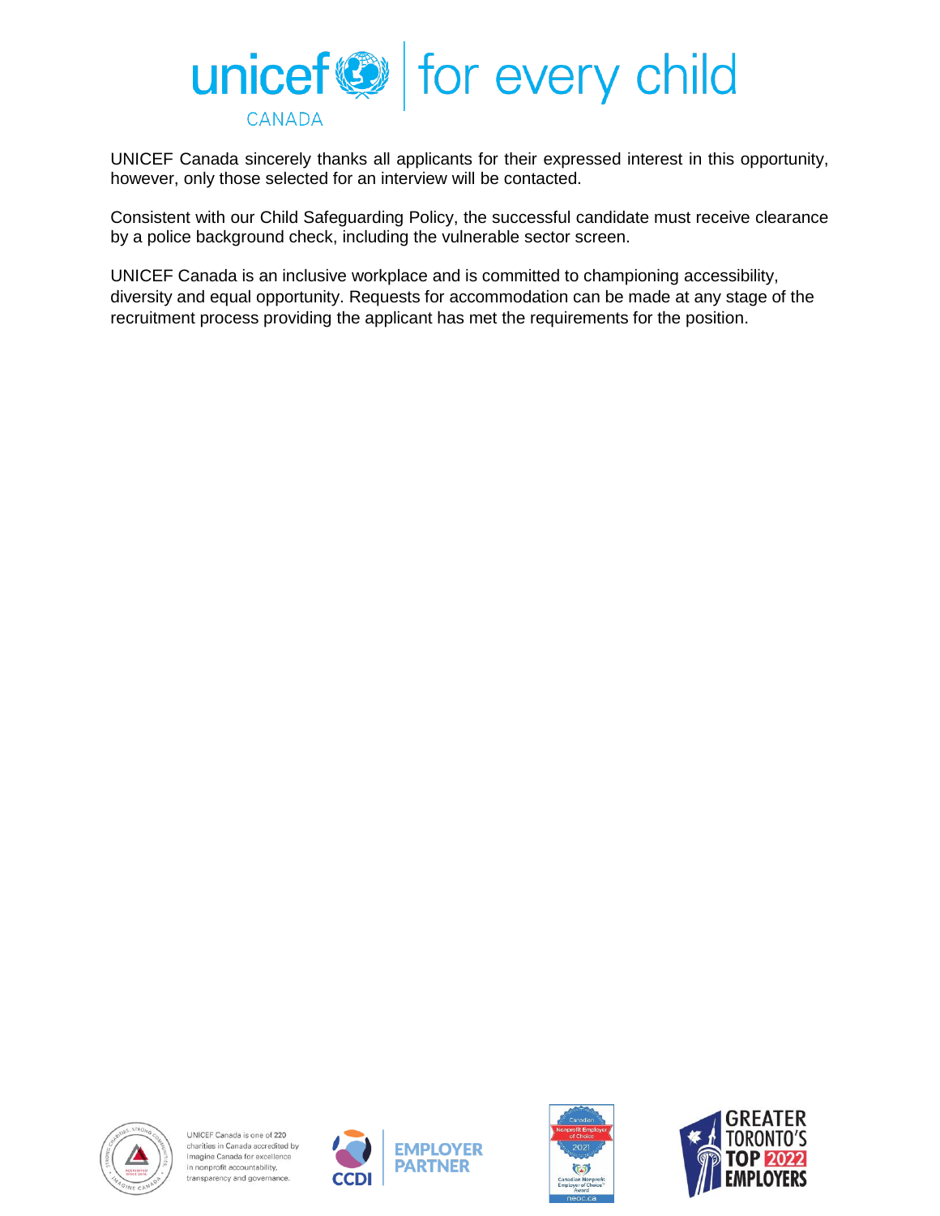UNICEF Canada sincerely thanks all applicants for their expressed interest in this opportunity, however, only those selected for an interview will be contacted.

Consistent with our Child Safeguarding Policy, the successful candidate must receive clearance by a police background check, including the vulnerable sector screen.

UNICEF Canada is an inclusive workplace and is committed to championing accessibility, diversity and equal opportunity. Requests for accommodation can be made at any stage of the recruitment process providing the applicant has met the requirements for the position.

UNICEF Canada is one of 220 charities in Canada accredited by Imagine Canada for excellence in nonprofit accountability, transparency and governance.